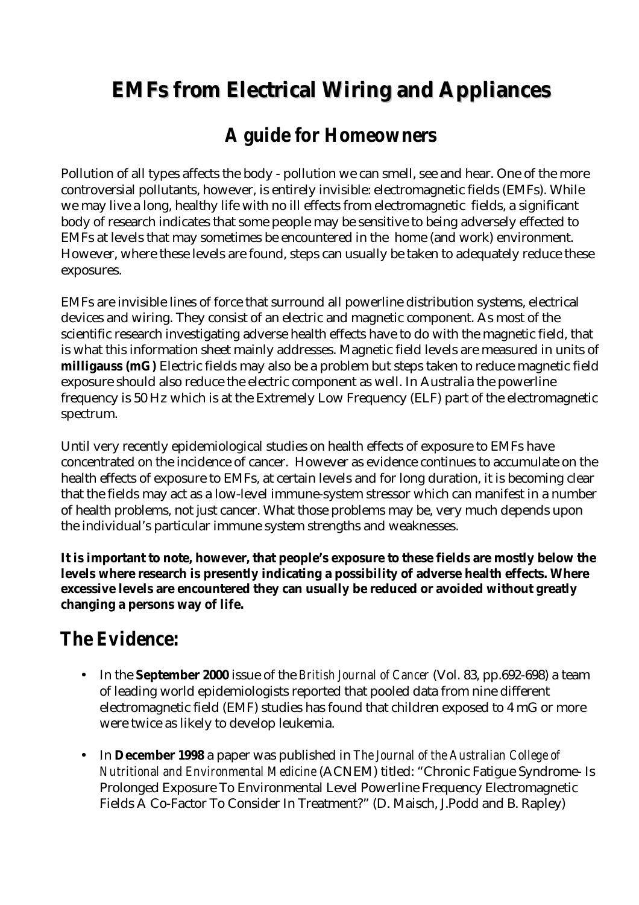# EMFs from Electrical Wiring and Appliances

## A guide for Homeowners

Pollution of all types affects the body - pollution we can smell, see and hear. One of the more controversial pollutants, however, is entirely invisible: electromagnetic fields (EMFs). While we may live a long, healthy life with no ill effects from electromagnetic fields, a significant body of research indicates that some people may be sensitive to being adversely effected to EMFs at levels that may sometimes be encountered in the home (and work) environment. However, where these levels are found, steps can usually be taken to adequately reduce these exposures.

EMFs are invisible lines of force that surround all powerline distribution systems, electrical devices and wiring. They consist of an electric and magnetic component. As most of the scientific research investigating adverse health effects have to do with the magnetic field, that is what this information sheet mainly addresses. Magnetic field levels are measured in units of **milligauss (mG)** Electric fields may also be a problem but steps taken to reduce magnetic field exposure should also reduce the electric component as well. In Australia the powerline frequency is 50 Hz which is at the Extremely Low Frequency (ELF) part of the electromagnetic spectrum.

Until very recently epidemiological studies on health effects of exposure to EMFs have concentrated on the incidence of cancer. However as evidence continues to accumulate on the health effects of exposure to EMFs, at certain levels and for long duration, it is becoming clear that the fields may act as a low-level immune-system stressor which can manifest in a number of health problems, not just cancer. What those problems may be, very much depends upon the individual's particular immune system strengths and weaknesses.

**It is important to note, however, that people's exposure to these fields are mostly below the levels where research is presently indicating a possibility of adverse health effects. Where excessive levels are encountered they can usually be reduced or avoided without greatly changing a persons way of life.**

## The Evidence:

- In the **September 2000** issue of the *British Journal of Cancer* (Vol. 83, pp.692-698) a team of leading world epidemiologists reported that pooled data from nine different electromagnetic field (EMF) studies has found that children exposed to 4 mG or more were twice as likely to develop leukemia.
- In **December 1998** a paper was published in *The Journal of the Australian College of Nutritional and Environmental Medicine* (ACNEM) titled: "Chronic Fatigue Syndrome- Is Prolonged Exposure To Environmental Level Powerline Frequency Electromagnetic Fields A Co-Factor To Consider In Treatment?" (D. Maisch, J.Podd and B. Rapley)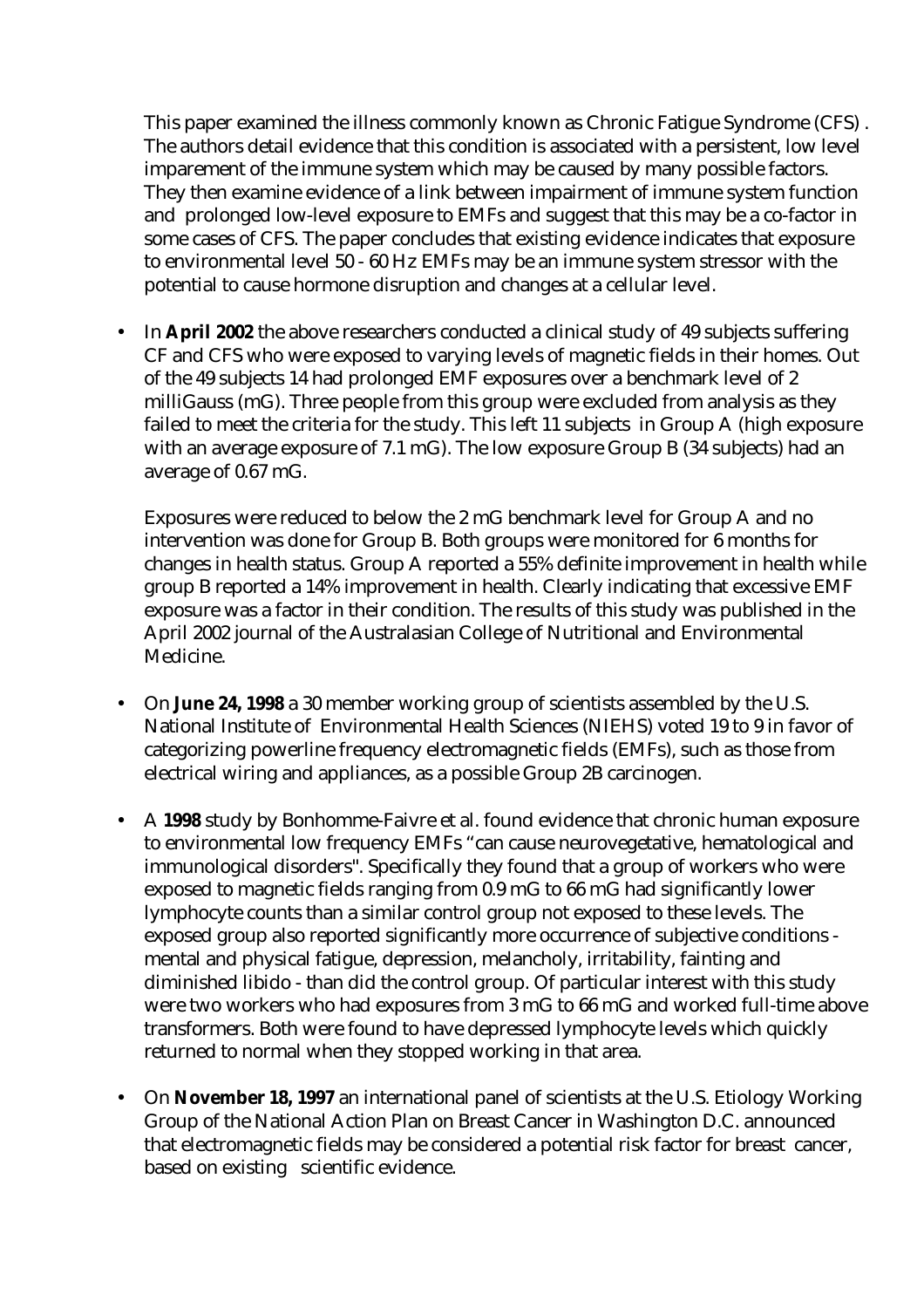This paper examined the illness commonly known as Chronic Fatigue Syndrome (CFS) . The authors detail evidence that this condition is associated with a persistent, low level imparement of the immune system which may be caused by many possible factors. They then examine evidence of a link between impairment of immune system function and prolonged low-level exposure to EMFs and suggest that this may be a co-factor in some cases of CFS. The paper concludes that existing evidence indicates that exposure to environmental level 50 - 60 Hz EMFs may be an immune system stressor with the potential to cause hormone disruption and changes at a cellular level.

- In **April 2002** the above researchers conducted a clinical study of 49 subjects suffering CF and CFS who were exposed to varying levels of magnetic fields in their homes. Out of the 49 subjects 14 had prolonged EMF exposures over a benchmark level of 2 milliGauss (mG). Three people from this group were excluded from analysis as they failed to meet the criteria for the study. This left 11 subjects in Group A (high exposure with an average exposure of 7.1 mG). The low exposure Group B (34 subjects) had an average of 0.67 mG.

  Exposures were reduced to below the 2 mG benchmark level for Group A and no intervention was done for Group B. Both groups were monitored for 6 months for changes in health status. Group A reported a 55% definite improvement in health while group B reported a 14% improvement in health. Clearly indicating that excessive EMF exposure was a factor in their condition. The results of this study was published in the April 2002 journal of the Australasian College of Nutritional and Environmental Medicine.

- On **June 24, 1998** a 30 member working group of scientists assembled by the U.S. National Institute of Environmental Health Sciences (NIEHS) voted 19 to 9 in favor of categorizing powerline frequency electromagnetic fields (EMFs), such as those from electrical wiring and appliances, as a possible Group 2B carcinogen.

- A **1998** study by Bonhomme-Faivre et al. found evidence that chronic human exposure to environmental low frequency EMFs "can cause neurovegetative, hematological and immunological disorders". Specifically they found that a group of workers who were exposed to magnetic fields ranging from 0.9 mG to 66 mG had significantly lower lymphocyte counts than a similar control group not exposed to these levels. The exposed group also reported significantly more occurrence of subjective conditions - mental and physical fatigue, depression, melancholy, irritability, fainting and diminished libido - than did the control group. Of particular interest with this study were two workers who had exposures from 3 mG to 66 mG and worked full-time above transformers. Both were found to have depressed lymphocyte levels which quickly returned to normal when they stopped working in that area.

- On **November 18, 1997** an international panel of scientists at the U.S. Etiology Working Group of the National Action Plan on Breast Cancer in Washington D.C. announced that electromagnetic fields may be considered a potential risk factor for breast cancer, based on existing scientific evidence.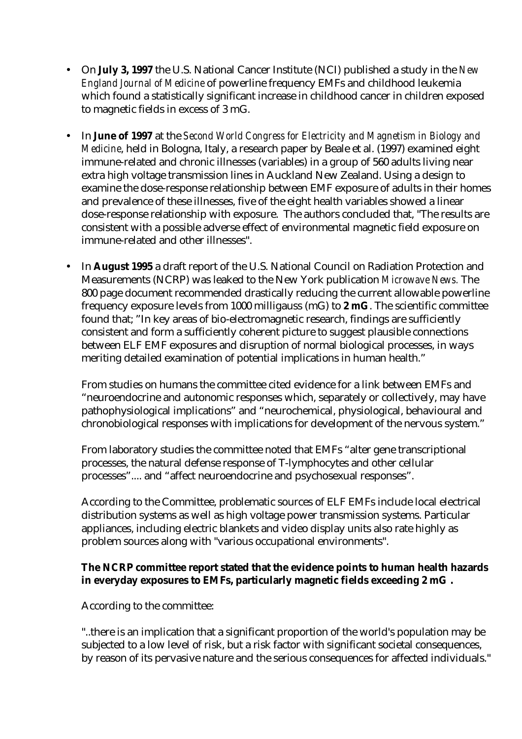- On **July 3, 1997** the U.S. National Cancer Institute (NCI) published a study in the *New England Journal of Medicine* of powerline frequency EMFs and childhood leukemia which found a statistically significant increase in childhood cancer in children exposed to magnetic fields in excess of 3 mG.

- In **June of 1997** at the *Second World Congress for Electricity and Magnetism in Biology and Medicine*, held in Bologna, Italy, a research paper by Beale et al. (1997) examined eight immune-related and chronic illnesses (variables) in a group of 560 adults living near extra high voltage transmission lines in Auckland New Zealand. Using a design to examine the dose-response relationship between EMF exposure of adults in their homes and prevalence of these illnesses, five of the eight health variables showed a linear dose-response relationship with exposure. The authors concluded that, "The results are consistent with a possible adverse effect of environmental magnetic field exposure on immune-related and other illnesses".

- In **August 1995** a draft report of the U.S. National Council on Radiation Protection and Measurements (NCRP) was leaked to the New York publication *Microwave News.* The 800 page document recommended drastically reducing the current allowable powerline frequency exposure levels from 1000 milligauss (mG) to **2 mG**. The scientific committee found that; "In key areas of bio-electromagnetic research, findings are sufficiently consistent and form a sufficiently coherent picture to suggest plausible connections between ELF EMF exposures and disruption of normal biological processes, in ways meriting detailed examination of potential implications in human health."

  From studies on humans the committee cited evidence for a link between EMFs and "neuroendocrine and autonomic responses which, separately or collectively, may have pathophysiological implications" and "neurochemical, physiological, behavioural and chronobiological responses with implications for development of the nervous system."

  From laboratory studies the committee noted that EMFs "alter gene transcriptional processes, the natural defense response of T-lymphocytes and other cellular processes".... and "affect neuroendocrine and psychosexual responses".

  According to the Committee, problematic sources of ELF EMFs include local electrical distribution systems as well as high voltage power transmission systems. Particular appliances, including electric blankets and video display units also rate highly as problem sources along with "various occupational environments".

  **The NCRP committee report stated that the evidence points to human health hazards in everyday exposures to EMFs, particularly magnetic fields exceeding 2 mG .**

  According to the committee:

  "..there is an implication that a significant proportion of the world's population may be subjected to a low level of risk, but a risk factor with significant societal consequences, by reason of its pervasive nature and the serious consequences for affected individuals."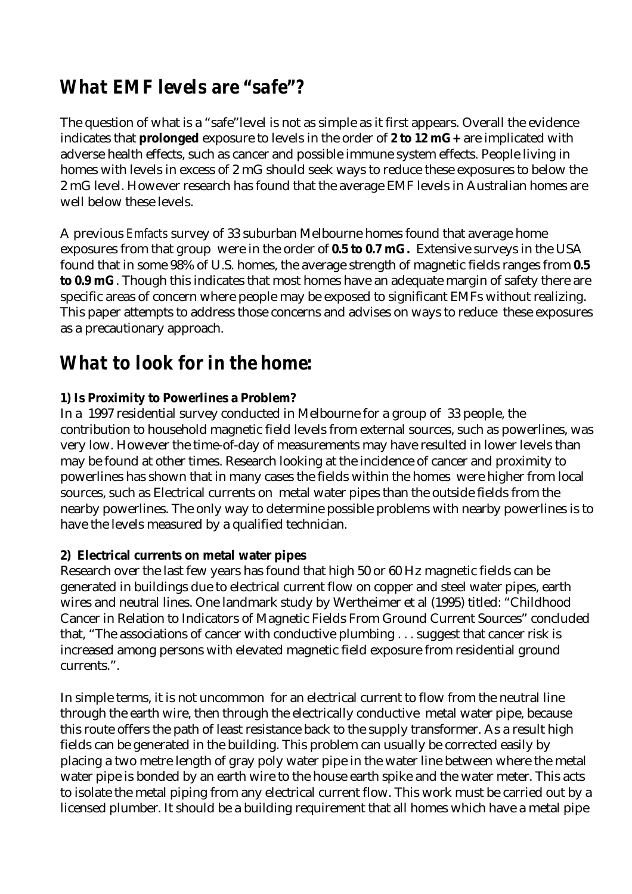## *What EMF levels are "safe"?*

The question of what is a "safe" level is not as simple as it first appears. Overall the evidence indicates that **prolonged** exposure to levels in the order of **2 to 12 mG +** are implicated with adverse health effects, such as cancer and possible immune system effects. People living in homes with levels in excess of 2 mG should seek ways to reduce these exposures to below the 2 mG level. However research has found that the average EMF levels in Australian homes are well below these levels.

A previous *Emfacts* survey of 33 suburban Melbourne homes found that average home exposures from that group were in the order of **0.5 to 0.7 mG.** Extensive surveys in the USA found that in some 98% of U.S. homes, the average strength of magnetic fields ranges from **0.5 to 0.9 mG**. Though this indicates that most homes have an adequate margin of safety there are specific areas of concern where people may be exposed to significant EMFs without realizing. This paper attempts to address those concerns and advises on ways to reduce these exposures as a precautionary approach.

## *What to look for in the home:*

**1) Is Proximity to Powerlines a Problem?**

In a 1997 residential survey conducted in Melbourne for a group of 33 people, the contribution to household magnetic field levels from external sources, such as powerlines, was very low. However the time-of-day of measurements may have resulted in lower levels than may be found at other times. Research looking at the incidence of cancer and proximity to powerlines has shown that in many cases the fields within the homes were higher from local sources, such as Electrical currents on metal water pipes than the outside fields from the nearby powerlines. The only way to determine possible problems with nearby powerlines is to have the levels measured by a qualified technician.

**2) Electrical currents on metal water pipes**

Research over the last few years has found that high 50 or 60 Hz magnetic fields can be generated in buildings due to electrical current flow on copper and steel water pipes, earth wires and neutral lines. One landmark study by Wertheimer et al (1995) titled: "Childhood Cancer in Relation to Indicators of Magnetic Fields From Ground Current Sources" concluded that, "The associations of cancer with conductive plumbing . . . suggest that cancer risk is increased among persons with elevated magnetic field exposure from residential ground currents.".

In simple terms, it is not uncommon for an electrical current to flow from the neutral line through the earth wire, then through the electrically conductive metal water pipe, because this route offers the path of least resistance back to the supply transformer. As a result high fields can be generated in the building. This problem can usually be corrected easily by placing a two metre length of gray poly water pipe in the water line between where the metal water pipe is bonded by an earth wire to the house earth spike and the water meter. This acts to isolate the metal piping from any electrical current flow. This work must be carried out by a licensed plumber. It should be a building requirement that all homes which have a metal pipe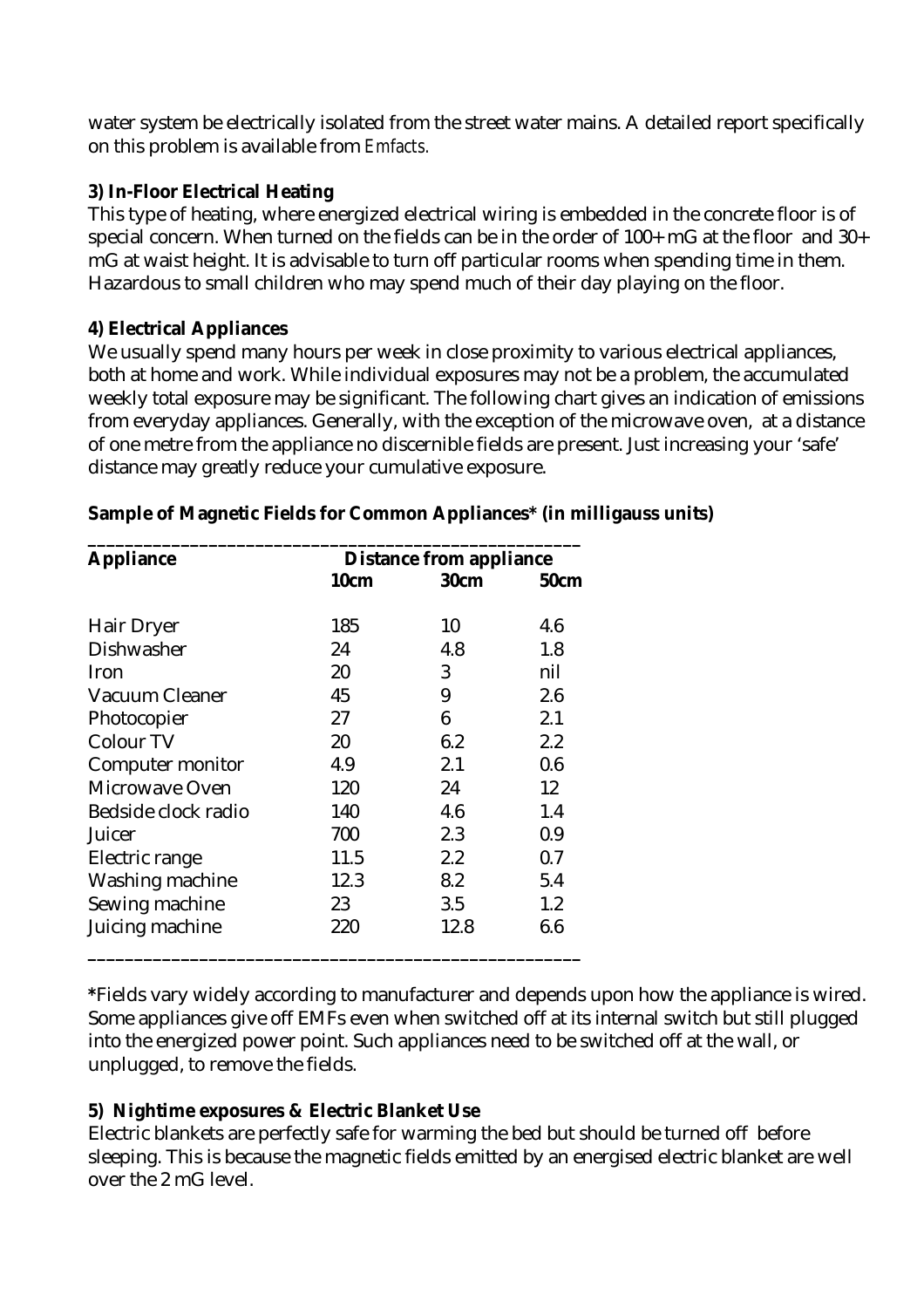water system be electrically isolated from the street water mains. A detailed report specifically on this problem is available from *Emfacts.*

**3) In-Floor Electrical Heating**

This type of heating, where energized electrical wiring is embedded in the concrete floor is of special concern. When turned on the fields can be in the order of 100+ mG at the floor and 30+ mG at waist height. It is advisable to turn off particular rooms when spending time in them. Hazardous to small children who may spend much of their day playing on the floor.

**4) Electrical Appliances**

We usually spend many hours per week in close proximity to various electrical appliances, both at home and work. While individual exposures may not be a problem, the accumulated weekly total exposure may be significant. The following chart gives an indication of emissions from everyday appliances. Generally, with the exception of the microwave oven, at a distance of one metre from the appliance no discernible fields are present. Just increasing your 'safe' distance may greatly reduce your cumulative exposure.

**Sample of Magnetic Fields for Common Appliances\* (in milligauss units)**

| **Appliance** | **Distance from appliance** | | |
|---|---|---|---|
| | **10cm** | **30cm** | **50cm** |
| Hair Dryer | 185 | 10 | 4.6 |
| Dishwasher | 24 | 4.8 | 1.8 |
| Iron | 20 | 3 | nil |
| Vacuum Cleaner | 45 | 9 | 2.6 |
| Photocopier | 27 | 6 | 2.1 |
| Colour TV | 20 | 6.2 | 2.2 |
| Computer monitor | 4.9 | 2.1 | 0.6 |
| Microwave Oven | 120 | 24 | 12 |
| Bedside clock radio | 140 | 4.6 | 1.4 |
| Juicer | 700 | 2.3 | 0.9 |
| Electric range | 11.5 | 2.2 | 0.7 |
| Washing machine | 12.3 | 8.2 | 5.4 |
| Sewing machine | 23 | 3.5 | 1.2 |
| Juicing machine | 220 | 12.8 | 6.6 |

**\***Fields vary widely according to manufacturer and depends upon how the appliance is wired. Some appliances give off EMFs even when switched off at its internal switch but still plugged into the energized power point. Such appliances need to be switched off at the wall, or unplugged, to remove the fields.

**5) Nightime exposures & Electric Blanket Use**

Electric blankets are perfectly safe for warming the bed but should be turned off before sleeping. This is because the magnetic fields emitted by an energised electric blanket are well over the 2 mG level.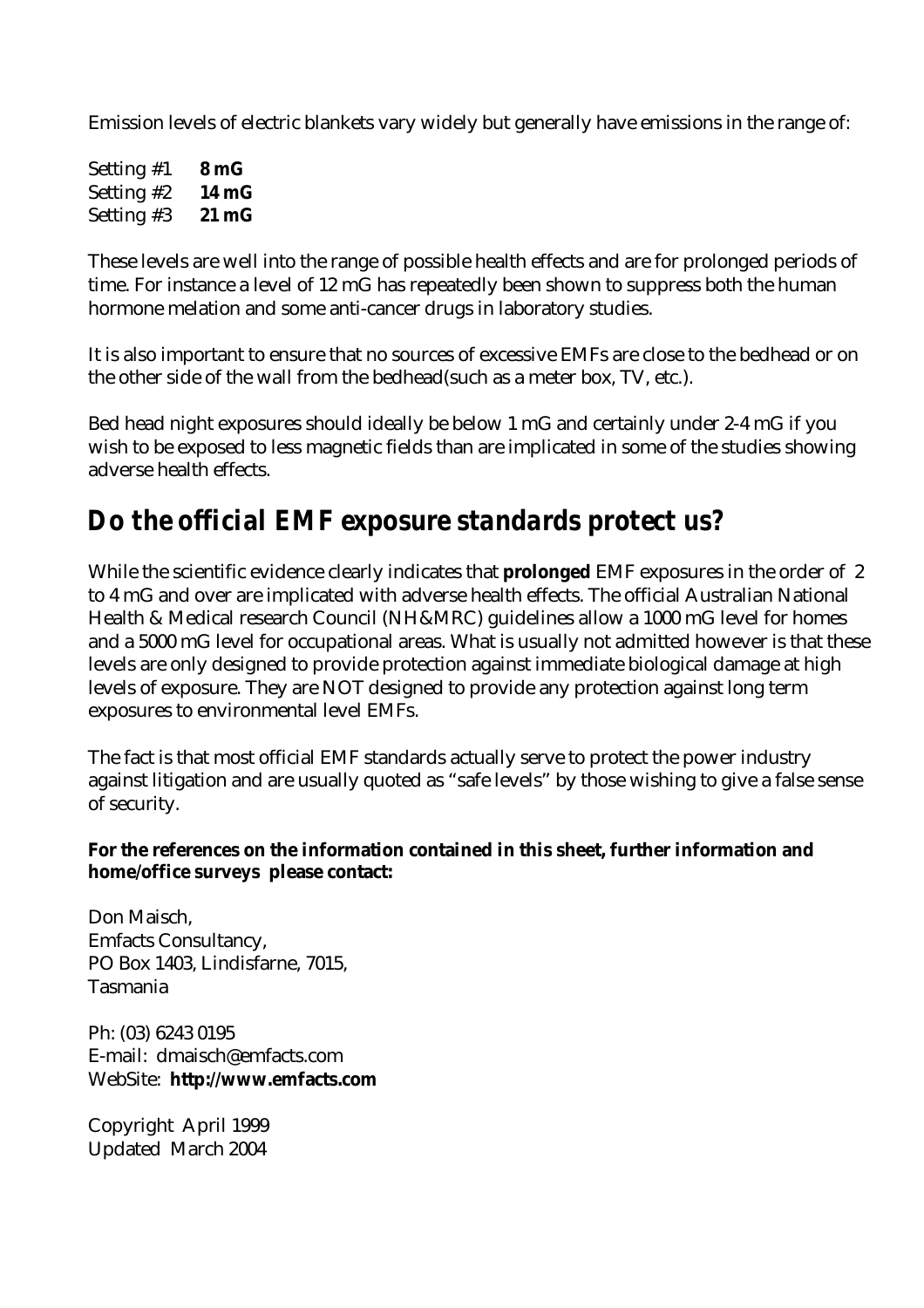Emission levels of electric blankets vary widely but generally have emissions in the range of:

Setting #1 **8 mG**
Setting #2 **14 mG**
Setting #3 **21 mG**

These levels are well into the range of possible health effects and are for prolonged periods of time. For instance a level of 12 mG has repeatedly been shown to suppress both the human hormone melation and some anti-cancer drugs in laboratory studies.

It is also important to ensure that no sources of excessive EMFs are close to the bedhead or on the other side of the wall from the bedhead(such as a meter box, TV, etc.).

Bed head night exposures should ideally be below 1 mG and certainly under 2-4 mG if you wish to be exposed to less magnetic fields than are implicated in some of the studies showing adverse health effects.

## *Do the official EMF exposure standards protect us?*

While the scientific evidence clearly indicates that **prolonged** EMF exposures in the order of 2 to 4 mG and over are implicated with adverse health effects. The official Australian National Health & Medical research Council (NH&MRC) guidelines allow a 1000 mG level for homes and a 5000 mG level for occupational areas. What is usually not admitted however is that these levels are only designed to provide protection against immediate biological damage at high levels of exposure. They are NOT designed to provide any protection against long term exposures to environmental level EMFs.

The fact is that most official EMF standards actually serve to protect the power industry against litigation and are usually quoted as "safe levels" by those wishing to give a false sense of security.

**For the references on the information contained in this sheet, further information and home/office surveys please contact:**

Don Maisch,
Emfacts Consultancy,
PO Box 1403, Lindisfarne, 7015,
Tasmania

Ph: (03) 6243 0195
E-mail: dmaisch@emfacts.com
WebSite: **http://www.emfacts.com**

Copyright April 1999
Updated March 2004